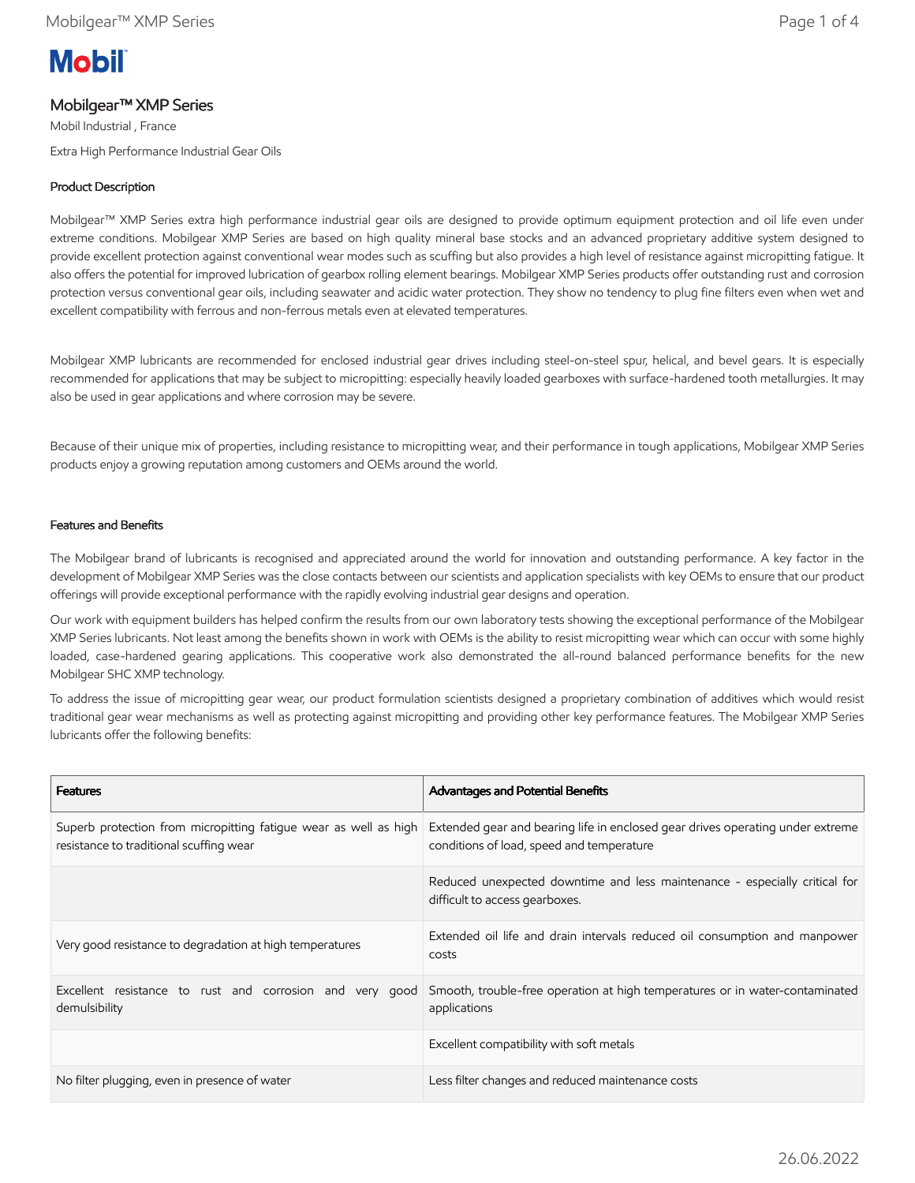# Mobilgear™ XMP Series

Mobil Industrial , France

Extra High Performance Industrial Gear Oils

## Product Description

Mobilgear™ XMP Series extra high performance industrial gear oils are designed to provide optimum equipment protection and oil life even under extreme conditions. Mobilgear XMP Series are based on high quality mineral base stocks and an advanced proprietary additive system designed to provide excellent protection against conventional wear modes such as scuffing but also provides a high level of resistance against micropitting fatigue. It also offers the potential for improved lubrication of gearbox rolling element bearings. Mobilgear XMP Series products offer outstanding rust and corrosion protection versus conventional gear oils, including seawater and acidic water protection. They show no tendency to plug fine filters even when wet and excellent compatibility with ferrous and non-ferrous metals even at elevated temperatures.

Mobilgear XMP lubricants are recommended for enclosed industrial gear drives including steel-on-steel spur, helical, and bevel gears. It is especially recommended for applications that may be subject to micropitting: especially heavily loaded gearboxes with surface-hardened tooth metallurgies. It may also be used in gear applications and where corrosion may be severe.

Because of their unique mix of properties, including resistance to micropitting wear, and their performance in tough applications, Mobilgear XMP Series products enjoy a growing reputation among customers and OEMs around the world.

## Features and Benefits

The Mobilgear brand of lubricants is recognised and appreciated around the world for innovation and outstanding performance. A key factor in the development of Mobilgear XMP Series was the close contacts between our scientists and application specialists with key OEMs to ensure that our product offerings will provide exceptional performance with the rapidly evolving industrial gear designs and operation.

Our work with equipment builders has helped confirm the results from our own laboratory tests showing the exceptional performance of the Mobilgear XMP Series lubricants. Not least among the benefits shown in work with OEMs is the ability to resist micropitting wear which can occur with some highly loaded, case-hardened gearing applications. This cooperative work also demonstrated the all-round balanced performance benefits for the new Mobilgear SHC XMP technology.

To address the issue of micropitting gear wear, our product formulation scientists designed a proprietary combination of additives which would resist traditional gear wear mechanisms as well as protecting against micropitting and providing other key performance features. The Mobilgear XMP Series lubricants offer the following benefits:

| Features | Advantages and Potential Benefits |
|---|---|
| Superb protection from micropitting fatigue wear as well as high resistance to traditional scuffing wear | Extended gear and bearing life in enclosed gear drives operating under extreme conditions of load, speed and temperature |
| | Reduced unexpected downtime and less maintenance - especially critical for difficult to access gearboxes. |
| Very good resistance to degradation at high temperatures | Extended oil life and drain intervals reduced oil consumption and manpower costs |
| Excellent resistance to rust and corrosion and very good demulsibility | Smooth, trouble-free operation at high temperatures or in water-contaminated applications |
| | Excellent compatibility with soft metals |
| No filter plugging, even in presence of water | Less filter changes and reduced maintenance costs |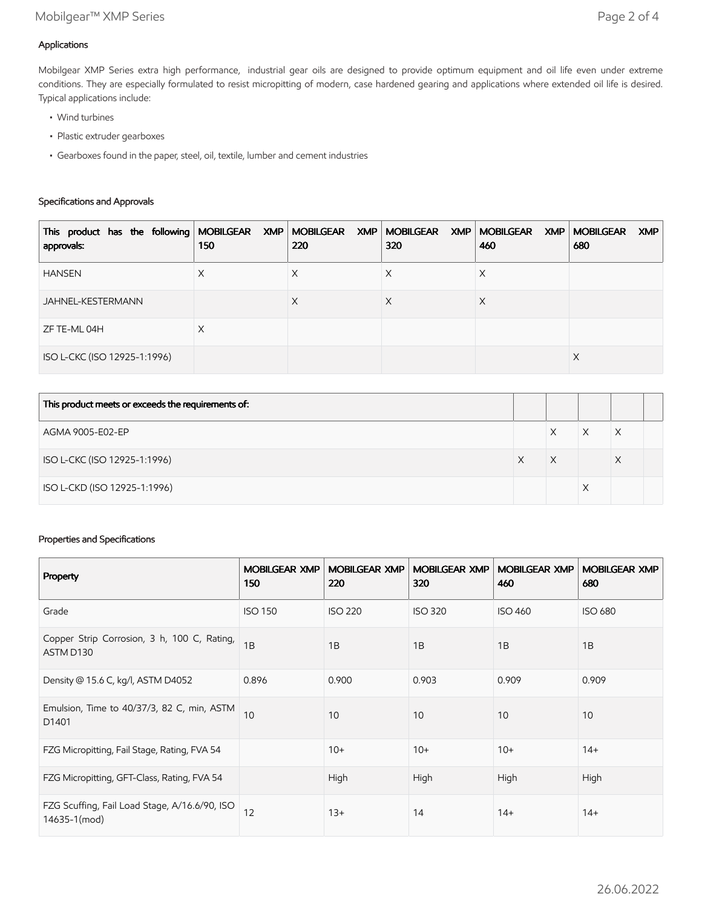### Applications

Mobilgear XMP Series extra high performance, industrial gear oils are designed to provide optimum equipment and oil life even under extreme conditions. They are especially formulated to resist micropitting of modern, case hardened gearing and applications where extended oil life is desired. Typical applications include:

- Wind turbines
- Plastic extruder gearboxes
- Gearboxes found in the paper, steel, oil, textile, lumber and cement industries

### Specifications and Approvals

| This product has the following approvals: | MOBILGEAR XMP 150 | MOBILGEAR XMP 220 | MOBILGEAR XMP 320 | MOBILGEAR XMP 460 | MOBILGEAR XMP 680 |
|---|---|---|---|---|---|
| HANSEN | X | X | X | X | |
| JAHNEL-KESTERMANN | | X | X | X | |
| ZF TE-ML 04H | X | | | | |
| ISO L-CKC (ISO 12925-1:1996) | | | | | X |

| This product meets or exceeds the requirements of: | | | | | |
|---|---|---|---|---|---|
| AGMA 9005-E02-EP | | X | X | X | |
| ISO L-CKC (ISO 12925-1:1996) | X | X | | X | |
| ISO L-CKD (ISO 12925-1:1996) | | | X | | |

### Properties and Specifications

| Property | MOBILGEAR XMP 150 | MOBILGEAR XMP 220 | MOBILGEAR XMP 320 | MOBILGEAR XMP 460 | MOBILGEAR XMP 680 |
|---|---|---|---|---|---|
| Grade | ISO 150 | ISO 220 | ISO 320 | ISO 460 | ISO 680 |
| Copper Strip Corrosion, 3 h, 100 C, Rating, ASTM D130 | 1B | 1B | 1B | 1B | 1B |
| Density @ 15.6 C, kg/l, ASTM D4052 | 0.896 | 0.900 | 0.903 | 0.909 | 0.909 |
| Emulsion, Time to 40/37/3, 82 C, min, ASTM D1401 | 10 | 10 | 10 | 10 | 10 |
| FZG Micropitting, Fail Stage, Rating, FVA 54 | | 10+ | 10+ | 10+ | 14+ |
| FZG Micropitting, GFT-Class, Rating, FVA 54 | | High | High | High | High |
| FZG Scuffing, Fail Load Stage, A/16.6/90, ISO 14635-1(mod) | 12 | 13+ | 14 | 14+ | 14+ |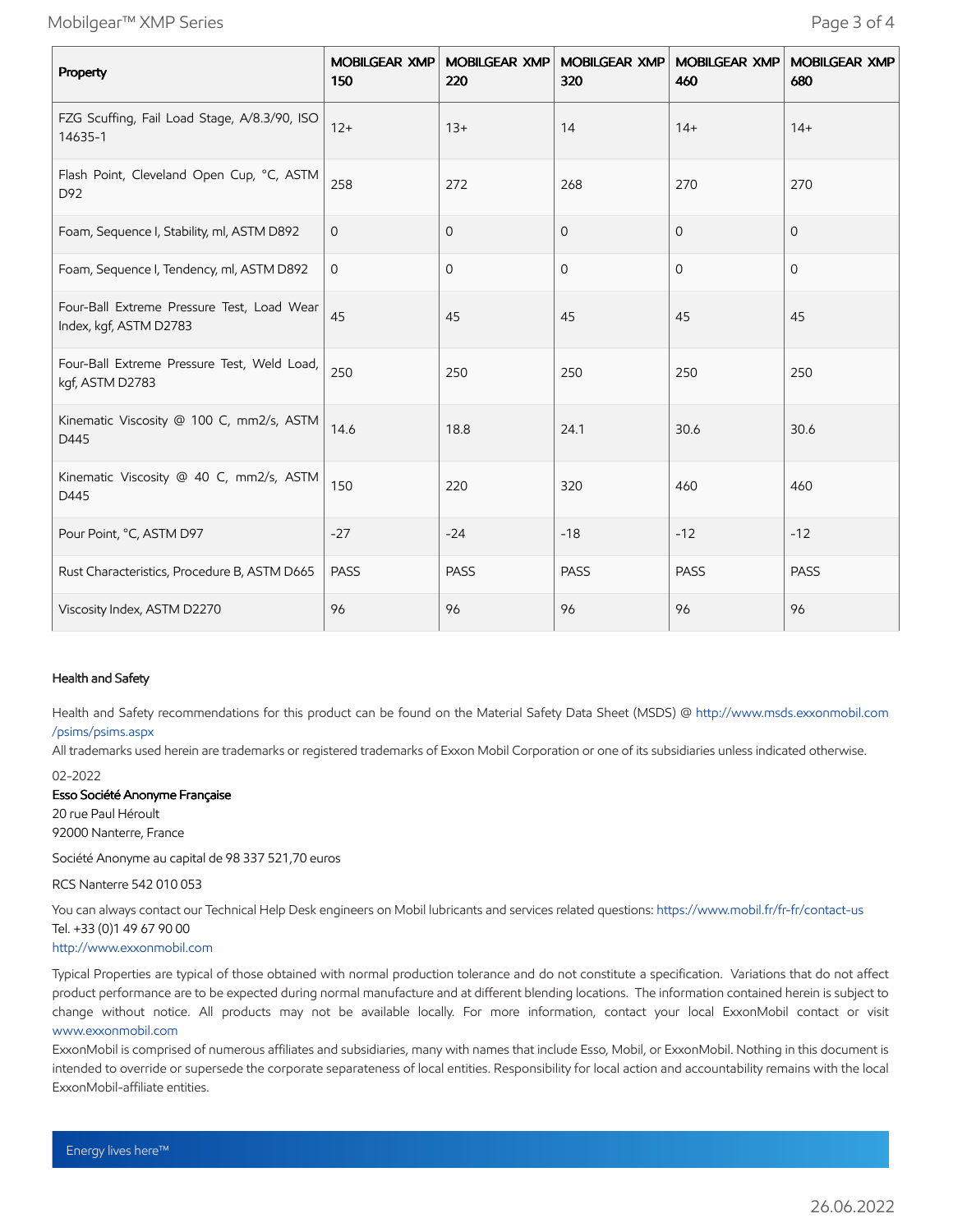| Property | MOBILGEAR XMP 150 | MOBILGEAR XMP 220 | MOBILGEAR XMP 320 | MOBILGEAR XMP 460 | MOBILGEAR XMP 680 |
|---|---|---|---|---|---|
| FZG Scuffing, Fail Load Stage, A/8.3/90, ISO 14635-1 | 12+ | 13+ | 14 | 14+ | 14+ |
| Flash Point, Cleveland Open Cup, °C, ASTM D92 | 258 | 272 | 268 | 270 | 270 |
| Foam, Sequence I, Stability, ml, ASTM D892 | 0 | 0 | 0 | 0 | 0 |
| Foam, Sequence I, Tendency, ml, ASTM D892 | 0 | 0 | 0 | 0 | 0 |
| Four-Ball Extreme Pressure Test, Load Wear Index, kgf, ASTM D2783 | 45 | 45 | 45 | 45 | 45 |
| Four-Ball Extreme Pressure Test, Weld Load, kgf, ASTM D2783 | 250 | 250 | 250 | 250 | 250 |
| Kinematic Viscosity @ 100 C, mm2/s, ASTM D445 | 14.6 | 18.8 | 24.1 | 30.6 | 30.6 |
| Kinematic Viscosity @ 40 C, mm2/s, ASTM D445 | 150 | 220 | 320 | 460 | 460 |
| Pour Point, °C, ASTM D97 | -27 | -24 | -18 | -12 | -12 |
| Rust Characteristics, Procedure B, ASTM D665 | PASS | PASS | PASS | PASS | PASS |
| Viscosity Index, ASTM D2270 | 96 | 96 | 96 | 96 | 96 |

### Health and Safety

Health and Safety recommendations for this product can be found on the Material Safety Data Sheet (MSDS) @ http://www.msds.exxonmobil.com/psims/psims.aspx

All trademarks used herein are trademarks or registered trademarks of Exxon Mobil Corporation or one of its subsidiaries unless indicated otherwise.

02-2022

**Esso Société Anonyme Française**
20 rue Paul Héroult
92000 Nanterre, France

Société Anonyme au capital de 98 337 521,70 euros

RCS Nanterre 542 010 053

You can always contact our Technical Help Desk engineers on Mobil lubricants and services related questions: https://www.mobil.fr/fr-fr/contact-us
Tel. +33 (0)1 49 67 90 00
http://www.exxonmobil.com

Typical Properties are typical of those obtained with normal production tolerance and do not constitute a specification. Variations that do not affect product performance are to be expected during normal manufacture and at different blending locations. The information contained herein is subject to change without notice. All products may not be available locally. For more information, contact your local ExxonMobil contact or visit www.exxonmobil.com

ExxonMobil is comprised of numerous affiliates and subsidiaries, many with names that include Esso, Mobil, or ExxonMobil. Nothing in this document is intended to override or supersede the corporate separateness of local entities. Responsibility for local action and accountability remains with the local ExxonMobil-affiliate entities.

Energy lives here™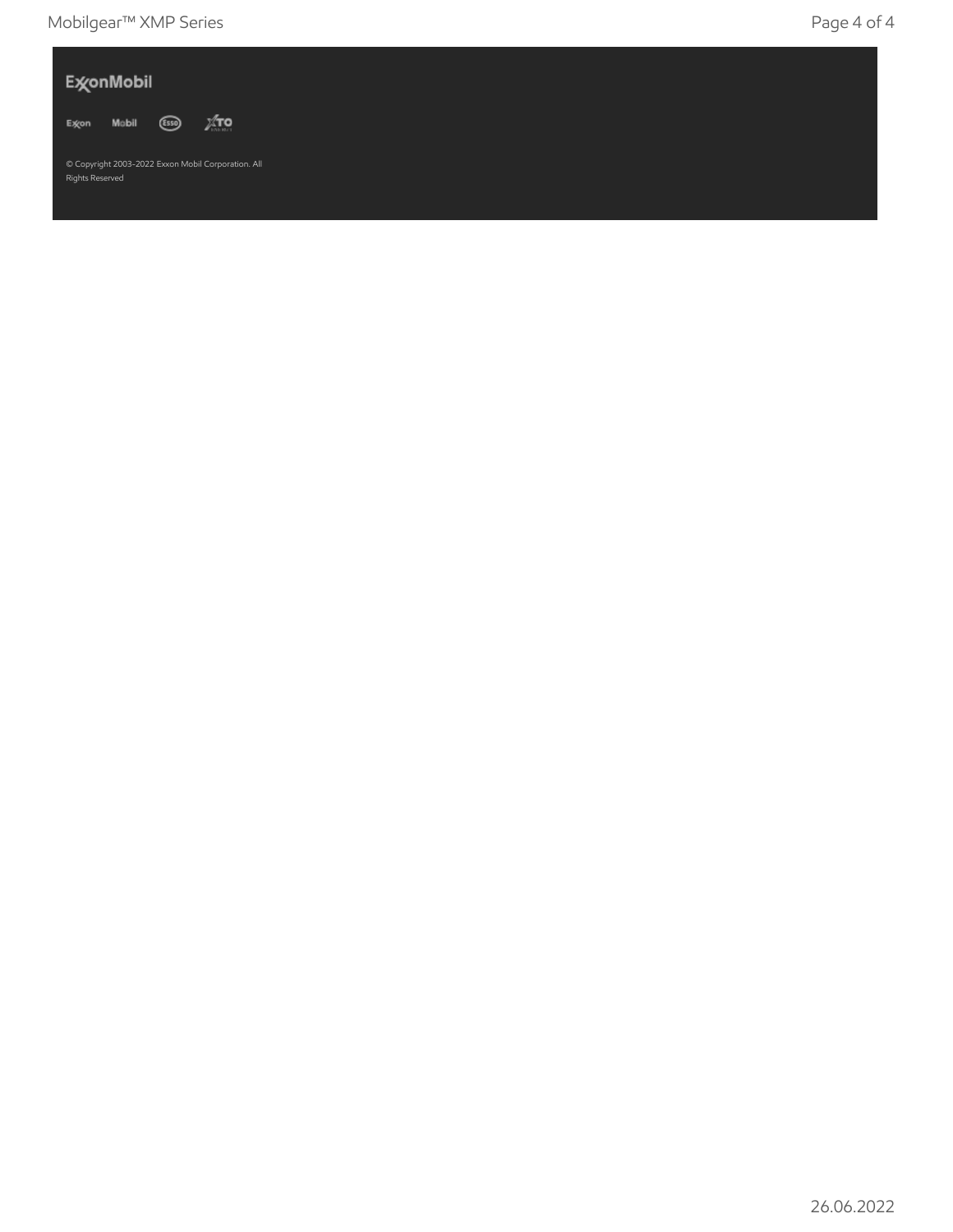ExxonMobil

Exxon Mobil Esso XTO

© Copyright 2003-2022 Exxon Mobil Corporation. All Rights Reserved